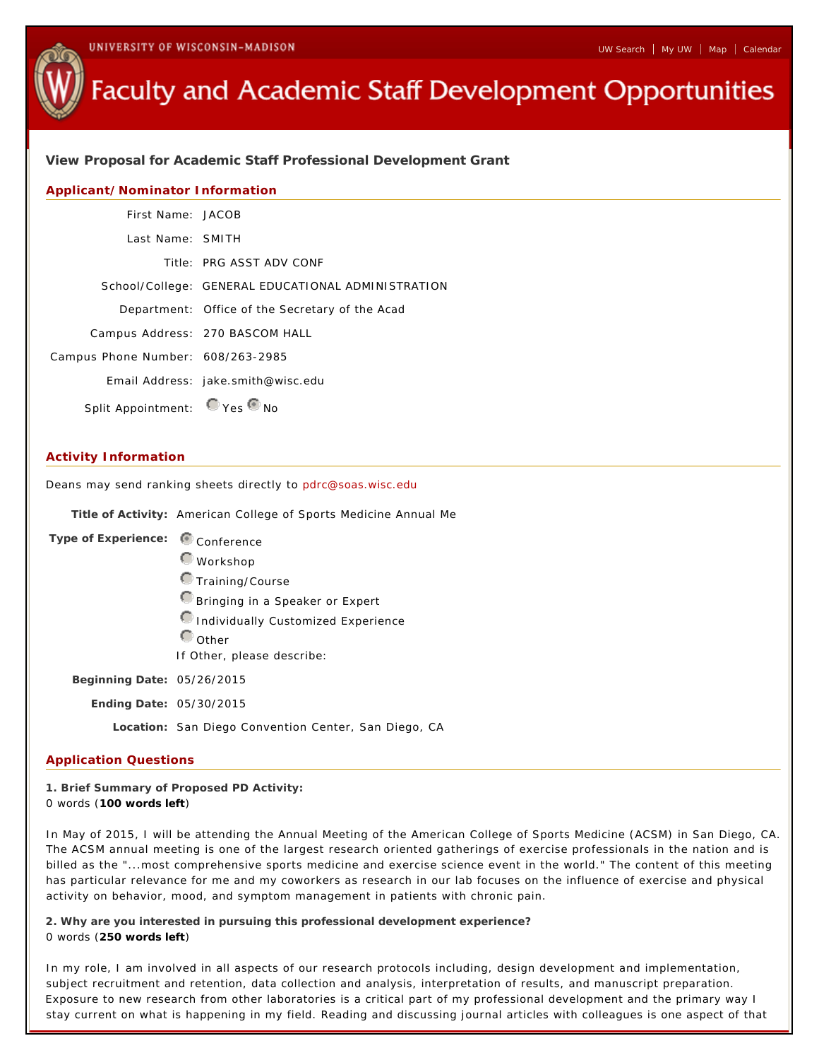UNIVERSITY OF WISCONSIN–MADISON

UW Search | My UW | Map | Calendar

# Faculty and Academic Staff Development Opportunities

## View Proposal for Academic Staff Professional Development Grant

### Applicant/Nominator Information

First Name: JACOB

Last Name: SMITH

Title: PRG ASST ADV CONF

School/College: GENERAL EDUCATIONAL ADMINISTRATION

Department: Office of the Secretary of the Acad

Campus Address: 270 BASCOM HALL

Campus Phone Number: 608/263-2985

Email Address: jake.smith@wisc.edu

Split Appointment: ○ Yes ● No

### Activity Information

Deans may send ranking sheets directly to pdrc@soas.wisc.edu

**Title of Activity:** American College of Sports Medicine Annual Me

**Type of Experience:**
- ● Conference
- ○ Workshop
- ○ Training/Course
- ○ Bringing in a Speaker or Expert
- ○ Individually Customized Experience
- ○ Other

If Other, please describe:

**Beginning Date:** 05/26/2015

**Ending Date:** 05/30/2015

**Location:** San Diego Convention Center, San Diego, CA

### Application Questions

**1. Brief Summary of Proposed PD Activity:**
0 words (**100 words left**)

In May of 2015, I will be attending the Annual Meeting of the American College of Sports Medicine (ACSM) in San Diego, CA. The ACSM annual meeting is one of the largest research oriented gatherings of exercise professionals in the nation and is billed as the "...most comprehensive sports medicine and exercise science event in the world." The content of this meeting has particular relevance for me and my coworkers as research in our lab focuses on the influence of exercise and physical activity on behavior, mood, and symptom management in patients with chronic pain.

**2. Why are you interested in pursuing this professional development experience?**
0 words (**250 words left**)

In my role, I am involved in all aspects of our research protocols including, design development and implementation, subject recruitment and retention, data collection and analysis, interpretation of results, and manuscript preparation. Exposure to new research from other laboratories is a critical part of my professional development and the primary way I stay current on what is happening in my field. Reading and discussing journal articles with colleagues is one aspect of that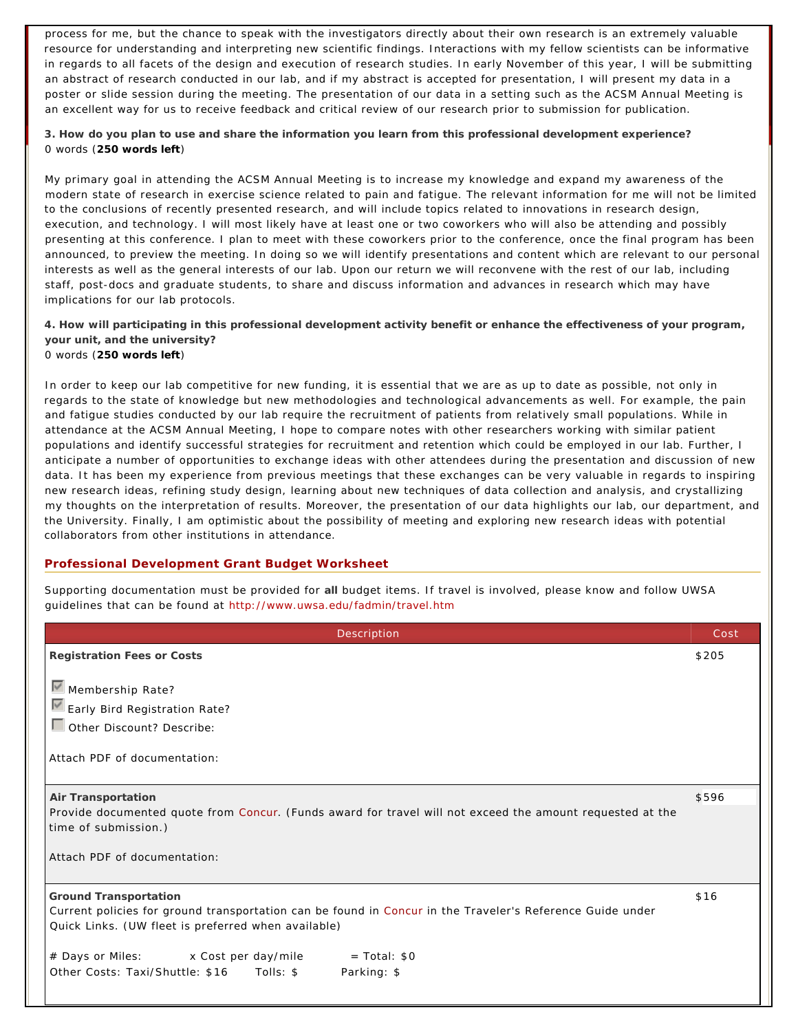process for me, but the chance to speak with the investigators directly about their own research is an extremely valuable resource for understanding and interpreting new scientific findings. Interactions with my fellow scientists can be informative in regards to all facets of the design and execution of research studies. In early November of this year, I will be submitting an abstract of research conducted in our lab, and if my abstract is accepted for presentation, I will present my data in a poster or slide session during the meeting. The presentation of our data in a setting such as the ACSM Annual Meeting is an excellent way for us to receive feedback and critical review of our research prior to submission for publication.

**3. How do you plan to use and share the information you learn from this professional development experience?**
0 words (**250 words left**)

My primary goal in attending the ACSM Annual Meeting is to increase my knowledge and expand my awareness of the modern state of research in exercise science related to pain and fatigue. The relevant information for me will not be limited to the conclusions of recently presented research, and will include topics related to innovations in research design, execution, and technology. I will most likely have at least one or two coworkers who will also be attending and possibly presenting at this conference. I plan to meet with these coworkers prior to the conference, once the final program has been announced, to preview the meeting. In doing so we will identify presentations and content which are relevant to our personal interests as well as the general interests of our lab. Upon our return we will reconvene with the rest of our lab, including staff, post-docs and graduate students, to share and discuss information and advances in research which may have implications for our lab protocols.

**4. How will participating in this professional development activity benefit or enhance the effectiveness of your program, your unit, and the university?**
0 words (**250 words left**)

In order to keep our lab competitive for new funding, it is essential that we are as up to date as possible, not only in regards to the state of knowledge but new methodologies and technological advancements as well. For example, the pain and fatigue studies conducted by our lab require the recruitment of patients from relatively small populations. While in attendance at the ACSM Annual Meeting, I hope to compare notes with other researchers working with similar patient populations and identify successful strategies for recruitment and retention which could be employed in our lab. Further, I anticipate a number of opportunities to exchange ideas with other attendees during the presentation and discussion of new data. It has been my experience from previous meetings that these exchanges can be very valuable in regards to inspiring new research ideas, refining study design, learning about new techniques of data collection and analysis, and crystallizing my thoughts on the interpretation of results. Moreover, the presentation of our data highlights our lab, our department, and the University. Finally, I am optimistic about the possibility of meeting and exploring new research ideas with potential collaborators from other institutions in attendance.

## Professional Development Grant Budget Worksheet

Supporting documentation must be provided for **all** budget items. If travel is involved, please know and follow UWSA guidelines that can be found at http://www.uwsa.edu/fadmin/travel.htm

| Description | Cost |
|---|---|
| **Registration Fees or Costs**<br><br>☑ Membership Rate?<br>☑ Early Bird Registration Rate?<br>☐ Other Discount? Describe:<br><br>Attach PDF of documentation: | $205 |
| **Air Transportation**<br>Provide documented quote from Concur. (Funds award for travel will not exceed the amount requested at the time of submission.)<br><br>Attach PDF of documentation: | $596 |
| **Ground Transportation**<br>Current policies for ground transportation can be found in Concur in the Traveler's Reference Guide under Quick Links. (UW fleet is preferred when available)<br><br># Days or Miles: x Cost per day/mile = Total: $0<br>Other Costs: Taxi/Shuttle: $16 Tolls: $ Parking: $ | $16 |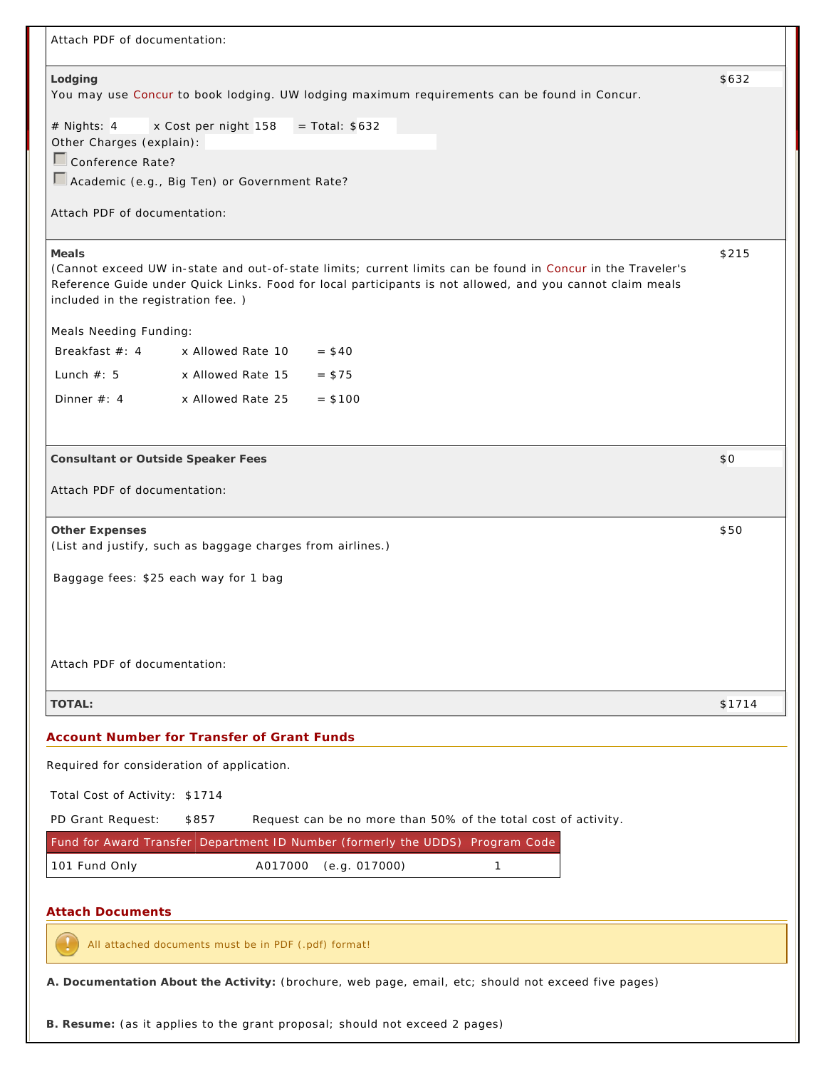Attach PDF of documentation:

**Lodging** — $632

You may use Concur to book lodging. UW lodging maximum requirements can be found in Concur.

# Nights: 4 x Cost per night 158 = Total: $632

Other Charges (explain):

☐ Conference Rate?

☐ Academic (e.g., Big Ten) or Government Rate?

Attach PDF of documentation:

**Meals** — $215

(Cannot exceed UW in-state and out-of-state limits; current limits can be found in Concur in the Traveler's Reference Guide under Quick Links. Food for local participants is not allowed, and you cannot claim meals included in the registration fee. )

Meals Needing Funding:

| Meal | x Allowed Rate | Total |
|---|---|---|
| Breakfast #: 4 | x Allowed Rate 10 | = $40 |
| Lunch #: 5 | x Allowed Rate 15 | = $75 |
| Dinner #: 4 | x Allowed Rate 25 | = $100 |

**Consultant or Outside Speaker Fees** — $0

Attach PDF of documentation:

**Other Expenses** — $50

(List and justify, such as baggage charges from airlines.)

Baggage fees: $25 each way for 1 bag

Attach PDF of documentation:

**TOTAL:** $1714

## Account Number for Transfer of Grant Funds

Required for consideration of application.

Total Cost of Activity: $1714

PD Grant Request: $857 Request can be no more than 50% of the total cost of activity.

| Fund for Award Transfer | Department ID Number (formerly the UDDS) | Program Code |
|---|---|---|
| 101 Fund Only | A017000 (e.g. 017000) | 1 |

## Attach Documents

All attached documents must be in PDF (.pdf) format!

**A. Documentation About the Activity:** (brochure, web page, email, etc; should not exceed five pages)

**B. Resume:** (as it applies to the grant proposal; should not exceed 2 pages)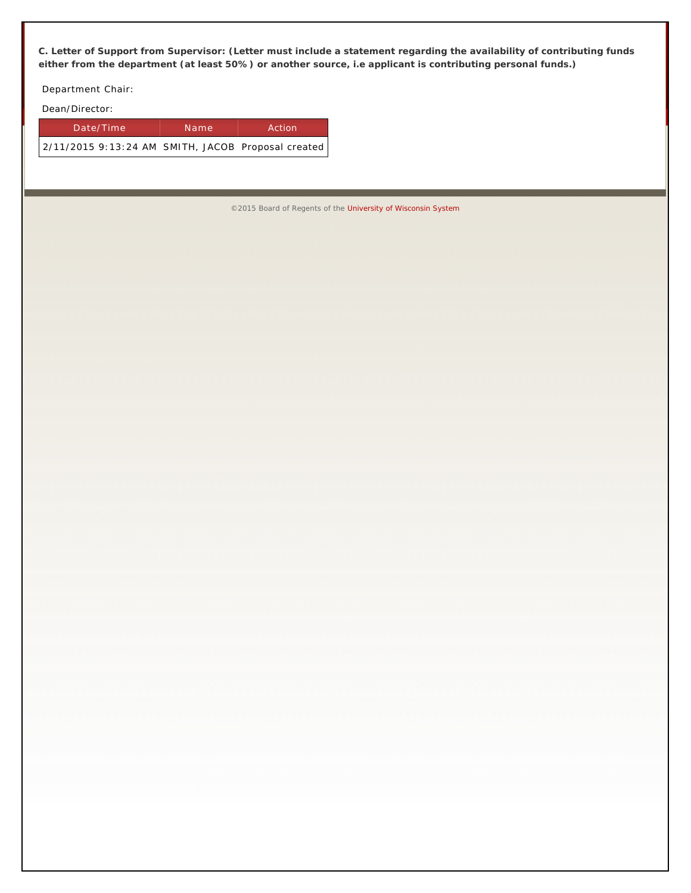**C. Letter of Support from Supervisor: (Letter must include a statement regarding the availability of contributing funds either from the department (at least 50% ) or another source, i.e applicant is contributing personal funds.)**

Department Chair:

Dean/Director:

| Date/Time | Name | Action |
| --- | --- | --- |
| 2/11/2015 9:13:24 AM | SMITH, JACOB | Proposal created |

©2015 Board of Regents of the University of Wisconsin System